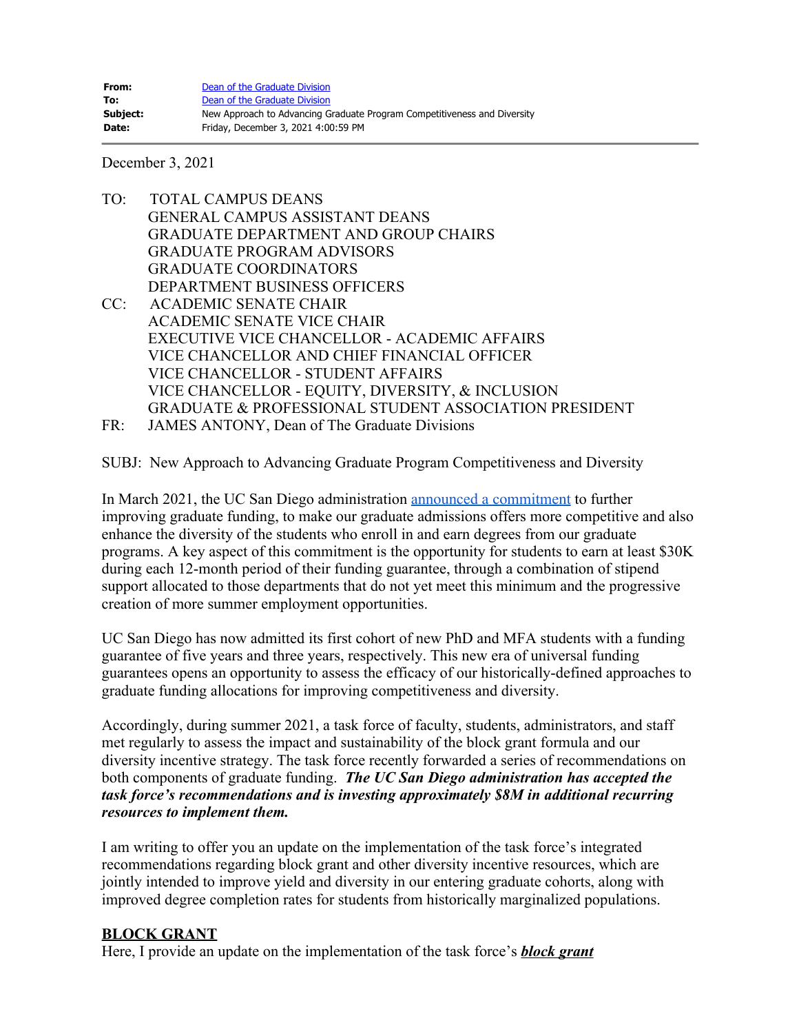**From:** [Dean of the Graduate Division]
**To:** [Dean of the Graduate Division]
**Subject:** New Approach to Advancing Graduate Program Competitiveness and Diversity
**Date:** Friday, December 3, 2021 4:00:59 PM

---

December 3, 2021

TO: TOTAL CAMPUS DEANS
GENERAL CAMPUS ASSISTANT DEANS
GRADUATE DEPARTMENT AND GROUP CHAIRS
GRADUATE PROGRAM ADVISORS
GRADUATE COORDINATORS
DEPARTMENT BUSINESS OFFICERS

CC: ACADEMIC SENATE CHAIR
ACADEMIC SENATE VICE CHAIR
EXECUTIVE VICE CHANCELLOR - ACADEMIC AFFAIRS
VICE CHANCELLOR AND CHIEF FINANCIAL OFFICER
VICE CHANCELLOR - STUDENT AFFAIRS
VICE CHANCELLOR - EQUITY, DIVERSITY, & INCLUSION
GRADUATE & PROFESSIONAL STUDENT ASSOCIATION PRESIDENT

FR: JAMES ANTONY, Dean of The Graduate Divisions

SUBJ: New Approach to Advancing Graduate Program Competitiveness and Diversity

In March 2021, the UC San Diego administration [announced a commitment] to further improving graduate funding, to make our graduate admissions offers more competitive and also enhance the diversity of the students who enroll in and earn degrees from our graduate programs. A key aspect of this commitment is the opportunity for students to earn at least $30K during each 12-month period of their funding guarantee, through a combination of stipend support allocated to those departments that do not yet meet this minimum and the progressive creation of more summer employment opportunities.

UC San Diego has now admitted its first cohort of new PhD and MFA students with a funding guarantee of five years and three years, respectively. This new era of universal funding guarantees opens an opportunity to assess the efficacy of our historically-defined approaches to graduate funding allocations for improving competitiveness and diversity.

Accordingly, during summer 2021, a task force of faculty, students, administrators, and staff met regularly to assess the impact and sustainability of the block grant formula and our diversity incentive strategy. The task force recently forwarded a series of recommendations on both components of graduate funding. ***The UC San Diego administration has accepted the task force's recommendations and is investing approximately $8M in additional recurring resources to implement them.***

I am writing to offer you an update on the implementation of the task force's integrated recommendations regarding block grant and other diversity incentive resources, which are jointly intended to improve yield and diversity in our entering graduate cohorts, along with improved degree completion rates for students from historically marginalized populations.

## BLOCK GRANT

Here, I provide an update on the implementation of the task force's ***block grant***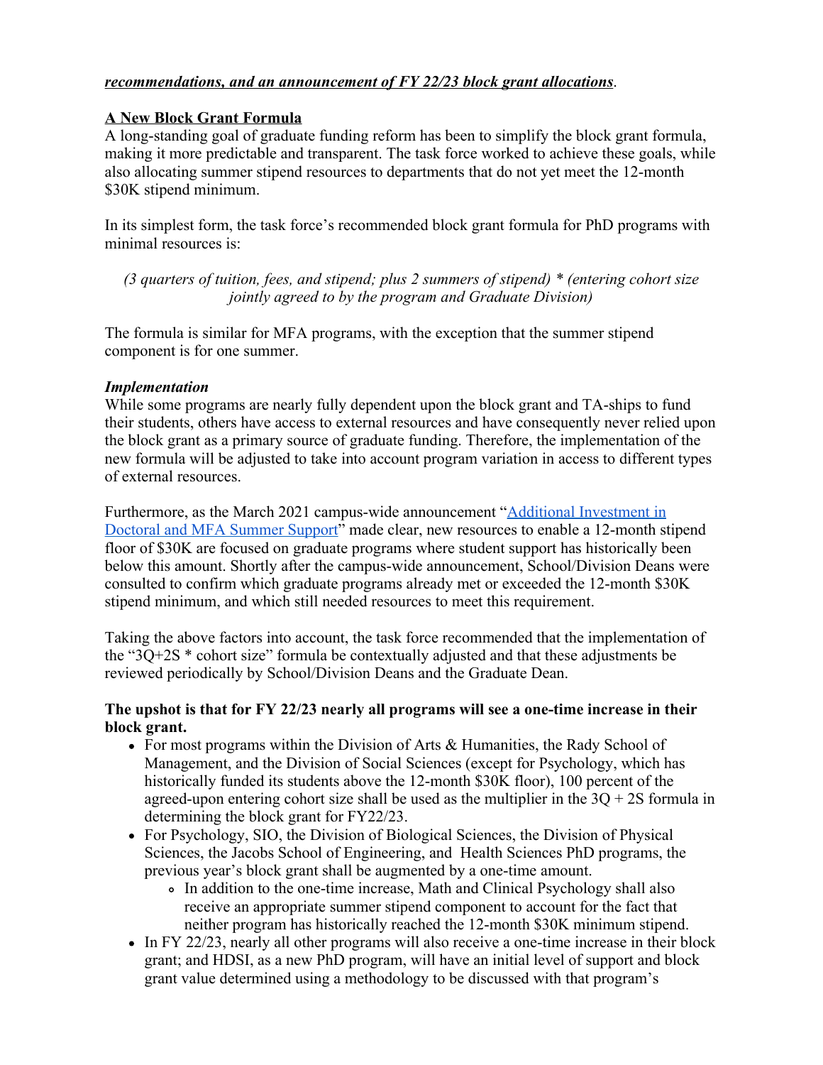***recommendations, and an announcement of FY 22/23 block grant allocations***.

## A New Block Grant Formula

A long-standing goal of graduate funding reform has been to simplify the block grant formula, making it more predictable and transparent. The task force worked to achieve these goals, while also allocating summer stipend resources to departments that do not yet meet the 12-month $30K stipend minimum.

In its simplest form, the task force's recommended block grant formula for PhD programs with minimal resources is:

*(3 quarters of tuition, fees, and stipend; plus 2 summers of stipend) * (entering cohort size jointly agreed to by the program and Graduate Division)*

The formula is similar for MFA programs, with the exception that the summer stipend component is for one summer.

### *Implementation*

While some programs are nearly fully dependent upon the block grant and TA-ships to fund their students, others have access to external resources and have consequently never relied upon the block grant as a primary source of graduate funding. Therefore, the implementation of the new formula will be adjusted to take into account program variation in access to different types of external resources.

Furthermore, as the March 2021 campus-wide announcement "[Additional Investment in Doctoral and MFA Summer Support]()" made clear, new resources to enable a 12-month stipend floor of $30K are focused on graduate programs where student support has historically been below this amount. Shortly after the campus-wide announcement, School/Division Deans were consulted to confirm which graduate programs already met or exceeded the 12-month $30K stipend minimum, and which still needed resources to meet this requirement.

Taking the above factors into account, the task force recommended that the implementation of the "3Q+2S * cohort size" formula be contextually adjusted and that these adjustments be reviewed periodically by School/Division Deans and the Graduate Dean.

**The upshot is that for FY 22/23 nearly all programs will see a one-time increase in their block grant.**

- For most programs within the Division of Arts & Humanities, the Rady School of Management, and the Division of Social Sciences (except for Psychology, which has historically funded its students above the 12-month $30K floor), 100 percent of the agreed-upon entering cohort size shall be used as the multiplier in the 3Q + 2S formula in determining the block grant for FY22/23.
- For Psychology, SIO, the Division of Biological Sciences, the Division of Physical Sciences, the Jacobs School of Engineering, and Health Sciences PhD programs, the previous year's block grant shall be augmented by a one-time amount.
  - In addition to the one-time increase, Math and Clinical Psychology shall also receive an appropriate summer stipend component to account for the fact that neither program has historically reached the 12-month $30K minimum stipend.
- In FY 22/23, nearly all other programs will also receive a one-time increase in their block grant; and HDSI, as a new PhD program, will have an initial level of support and block grant value determined using a methodology to be discussed with that program's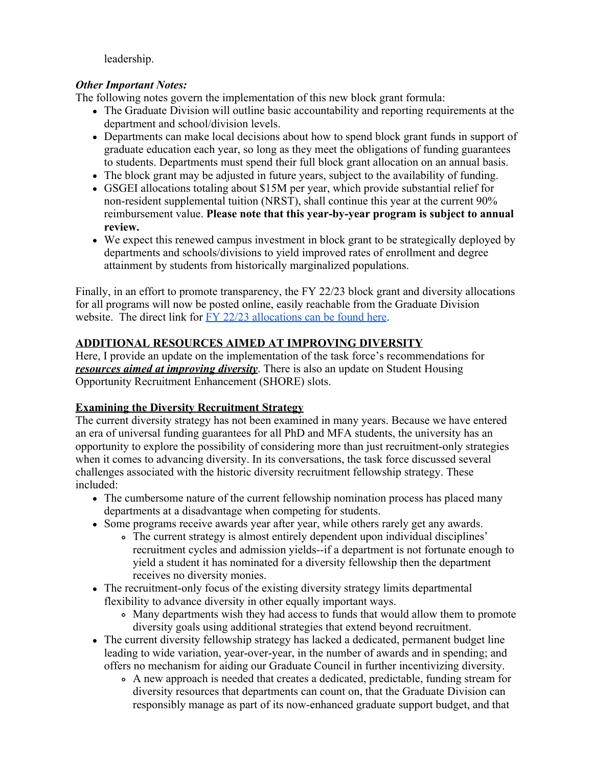leadership.

***Other Important Notes:***

The following notes govern the implementation of this new block grant formula:

- The Graduate Division will outline basic accountability and reporting requirements at the department and school/division levels.
- Departments can make local decisions about how to spend block grant funds in support of graduate education each year, so long as they meet the obligations of funding guarantees to students. Departments must spend their full block grant allocation on an annual basis.
- The block grant may be adjusted in future years, subject to the availability of funding.
- GSGEI allocations totaling about $15M per year, which provide substantial relief for non-resident supplemental tuition (NRST), shall continue this year at the current 90% reimbursement value. **Please note that this year-by-year program is subject to annual review.**
- We expect this renewed campus investment in block grant to be strategically deployed by departments and schools/divisions to yield improved rates of enrollment and degree attainment by students from historically marginalized populations.

Finally, in an effort to promote transparency, the FY 22/23 block grant and diversity allocations for all programs will now be posted online, easily reachable from the Graduate Division website. The direct link for FY 22/23 allocations can be found here.

## ADDITIONAL RESOURCES AIMED AT IMPROVING DIVERSITY

Here, I provide an update on the implementation of the task force's recommendations for ***resources aimed at improving diversity***. There is also an update on Student Housing Opportunity Recruitment Enhancement (SHORE) slots.

### Examining the Diversity Recruitment Strategy

The current diversity strategy has not been examined in many years. Because we have entered an era of universal funding guarantees for all PhD and MFA students, the university has an opportunity to explore the possibility of considering more than just recruitment-only strategies when it comes to advancing diversity. In its conversations, the task force discussed several challenges associated with the historic diversity recruitment fellowship strategy. These included:

- The cumbersome nature of the current fellowship nomination process has placed many departments at a disadvantage when competing for students.
- Some programs receive awards year after year, while others rarely get any awards.
  - The current strategy is almost entirely dependent upon individual disciplines' recruitment cycles and admission yields--if a department is not fortunate enough to yield a student it has nominated for a diversity fellowship then the department receives no diversity monies.
- The recruitment-only focus of the existing diversity strategy limits departmental flexibility to advance diversity in other equally important ways.
  - Many departments wish they had access to funds that would allow them to promote diversity goals using additional strategies that extend beyond recruitment.
- The current diversity fellowship strategy has lacked a dedicated, permanent budget line leading to wide variation, year-over-year, in the number of awards and in spending; and offers no mechanism for aiding our Graduate Council in further incentivizing diversity.
  - A new approach is needed that creates a dedicated, predictable, funding stream for diversity resources that departments can count on, that the Graduate Division can responsibly manage as part of its now-enhanced graduate support budget, and that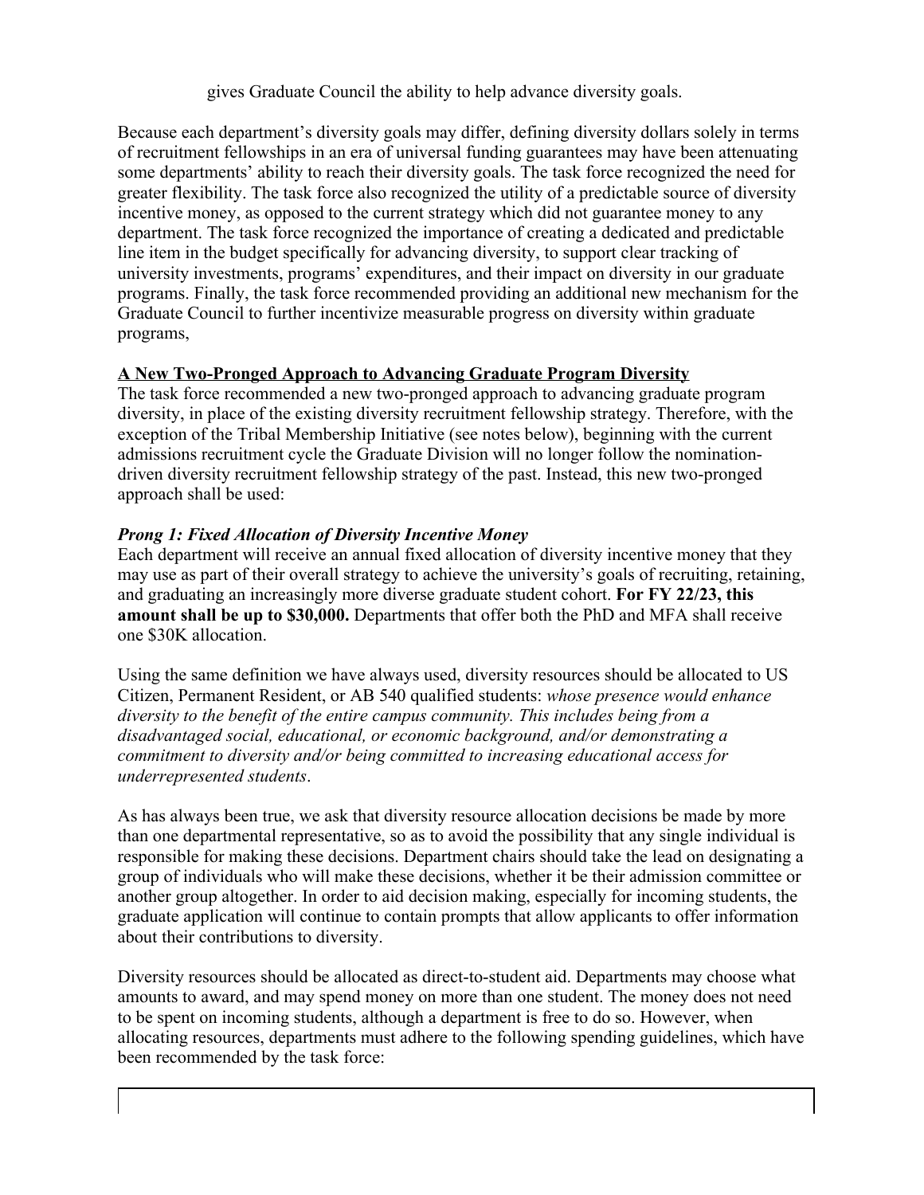gives Graduate Council the ability to help advance diversity goals.

Because each department's diversity goals may differ, defining diversity dollars solely in terms of recruitment fellowships in an era of universal funding guarantees may have been attenuating some departments' ability to reach their diversity goals. The task force recognized the need for greater flexibility. The task force also recognized the utility of a predictable source of diversity incentive money, as opposed to the current strategy which did not guarantee money to any department. The task force recognized the importance of creating a dedicated and predictable line item in the budget specifically for advancing diversity, to support clear tracking of university investments, programs' expenditures, and their impact on diversity in our graduate programs. Finally, the task force recommended providing an additional new mechanism for the Graduate Council to further incentivize measurable progress on diversity within graduate programs,

## A New Two-Pronged Approach to Advancing Graduate Program Diversity

The task force recommended a new two-pronged approach to advancing graduate program diversity, in place of the existing diversity recruitment fellowship strategy. Therefore, with the exception of the Tribal Membership Initiative (see notes below), beginning with the current admissions recruitment cycle the Graduate Division will no longer follow the nomination-driven diversity recruitment fellowship strategy of the past. Instead, this new two-pronged approach shall be used:

### *Prong 1: Fixed Allocation of Diversity Incentive Money*

Each department will receive an annual fixed allocation of diversity incentive money that they may use as part of their overall strategy to achieve the university's goals of recruiting, retaining, and graduating an increasingly more diverse graduate student cohort. **For FY 22/23, this amount shall be up to $30,000.** Departments that offer both the PhD and MFA shall receive one $30K allocation.

Using the same definition we have always used, diversity resources should be allocated to US Citizen, Permanent Resident, or AB 540 qualified students: *whose presence would enhance diversity to the benefit of the entire campus community. This includes being from a disadvantaged social, educational, or economic background, and/or demonstrating a commitment to diversity and/or being committed to increasing educational access for underrepresented students*.

As has always been true, we ask that diversity resource allocation decisions be made by more than one departmental representative, so as to avoid the possibility that any single individual is responsible for making these decisions. Department chairs should take the lead on designating a group of individuals who will make these decisions, whether it be their admission committee or another group altogether. In order to aid decision making, especially for incoming students, the graduate application will continue to contain prompts that allow applicants to offer information about their contributions to diversity.

Diversity resources should be allocated as direct-to-student aid. Departments may choose what amounts to award, and may spend money on more than one student. The money does not need to be spent on incoming students, although a department is free to do so. However, when allocating resources, departments must adhere to the following spending guidelines, which have been recommended by the task force: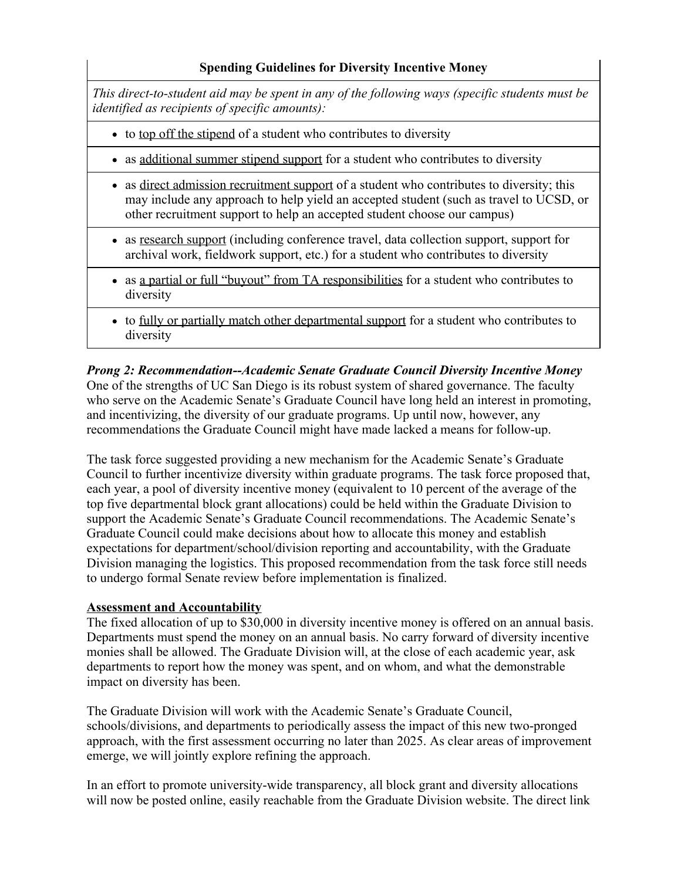| Spending Guidelines for Diversity Incentive Money |
|---|
| *This direct-to-student aid may be spent in any of the following ways (specific students must be identified as recipients of specific amounts):* |
| • to <u>top off the stipend</u> of a student who contributes to diversity |
| • as <u>additional summer stipend support</u> for a student who contributes to diversity |
| • as <u>direct admission recruitment support</u> of a student who contributes to diversity; this may include any approach to help yield an accepted student (such as travel to UCSD, or other recruitment support to help an accepted student choose our campus) |
| • as <u>research support</u> (including conference travel, data collection support, support for archival work, fieldwork support, etc.) for a student who contributes to diversity |
| • as <u>a partial or full "buyout" from TA responsibilities</u> for a student who contributes to diversity |
| • to <u>fully or partially match other departmental support</u> for a student who contributes to diversity |

***Prong 2: Recommendation--Academic Senate Graduate Council Diversity Incentive Money***
One of the strengths of UC San Diego is its robust system of shared governance. The faculty who serve on the Academic Senate's Graduate Council have long held an interest in promoting, and incentivizing, the diversity of our graduate programs. Up until now, however, any recommendations the Graduate Council might have made lacked a means for follow-up.

The task force suggested providing a new mechanism for the Academic Senate's Graduate Council to further incentivize diversity within graduate programs. The task force proposed that, each year, a pool of diversity incentive money (equivalent to 10 percent of the average of the top five departmental block grant allocations) could be held within the Graduate Division to support the Academic Senate's Graduate Council recommendations. The Academic Senate's Graduate Council could make decisions about how to allocate this money and establish expectations for department/school/division reporting and accountability, with the Graduate Division managing the logistics. This proposed recommendation from the task force still needs to undergo formal Senate review before implementation is finalized.

**<u>Assessment and Accountability</u>**
The fixed allocation of up to $30,000 in diversity incentive money is offered on an annual basis. Departments must spend the money on an annual basis. No carry forward of diversity incentive monies shall be allowed. The Graduate Division will, at the close of each academic year, ask departments to report how the money was spent, and on whom, and what the demonstrable impact on diversity has been.

The Graduate Division will work with the Academic Senate's Graduate Council, schools/divisions, and departments to periodically assess the impact of this new two-pronged approach, with the first assessment occurring no later than 2025. As clear areas of improvement emerge, we will jointly explore refining the approach.

In an effort to promote university-wide transparency, all block grant and diversity allocations will now be posted online, easily reachable from the Graduate Division website. The direct link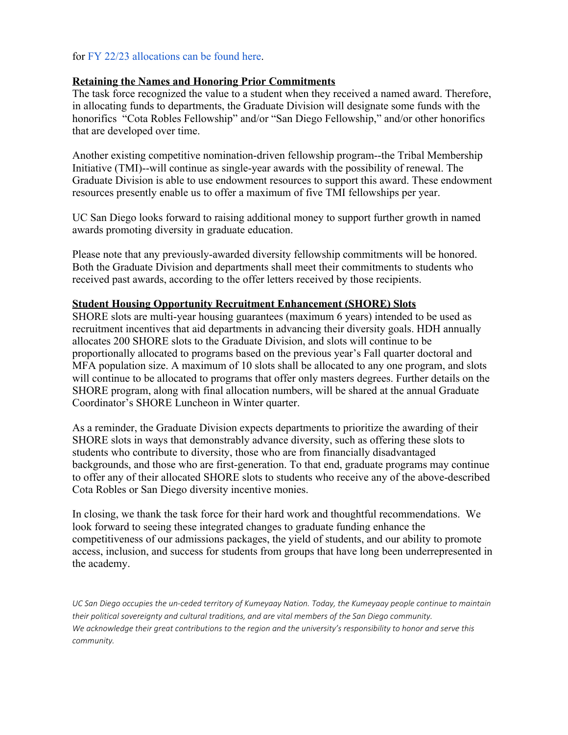for FY 22/23 allocations can be found here.

**Retaining the Names and Honoring Prior Commitments**

The task force recognized the value to a student when they received a named award. Therefore, in allocating funds to departments, the Graduate Division will designate some funds with the honorifics "Cota Robles Fellowship" and/or "San Diego Fellowship," and/or other honorifics that are developed over time.

Another existing competitive nomination-driven fellowship program--the Tribal Membership Initiative (TMI)--will continue as single-year awards with the possibility of renewal. The Graduate Division is able to use endowment resources to support this award. These endowment resources presently enable us to offer a maximum of five TMI fellowships per year.

UC San Diego looks forward to raising additional money to support further growth in named awards promoting diversity in graduate education.

Please note that any previously-awarded diversity fellowship commitments will be honored. Both the Graduate Division and departments shall meet their commitments to students who received past awards, according to the offer letters received by those recipients.

**Student Housing Opportunity Recruitment Enhancement (SHORE) Slots**

SHORE slots are multi-year housing guarantees (maximum 6 years) intended to be used as recruitment incentives that aid departments in advancing their diversity goals. HDH annually allocates 200 SHORE slots to the Graduate Division, and slots will continue to be proportionally allocated to programs based on the previous year's Fall quarter doctoral and MFA population size. A maximum of 10 slots shall be allocated to any one program, and slots will continue to be allocated to programs that offer only masters degrees. Further details on the SHORE program, along with final allocation numbers, will be shared at the annual Graduate Coordinator's SHORE Luncheon in Winter quarter.

As a reminder, the Graduate Division expects departments to prioritize the awarding of their SHORE slots in ways that demonstrably advance diversity, such as offering these slots to students who contribute to diversity, those who are from financially disadvantaged backgrounds, and those who are first-generation. To that end, graduate programs may continue to offer any of their allocated SHORE slots to students who receive any of the above-described Cota Robles or San Diego diversity incentive monies.

In closing, we thank the task force for their hard work and thoughtful recommendations. We look forward to seeing these integrated changes to graduate funding enhance the competitiveness of our admissions packages, the yield of students, and our ability to promote access, inclusion, and success for students from groups that have long been underrepresented in the academy.

*UC San Diego occupies the un-ceded territory of Kumeyaay Nation. Today, the Kumeyaay people continue to maintain their political sovereignty and cultural traditions, and are vital members of the San Diego community. We acknowledge their great contributions to the region and the university's responsibility to honor and serve this community.*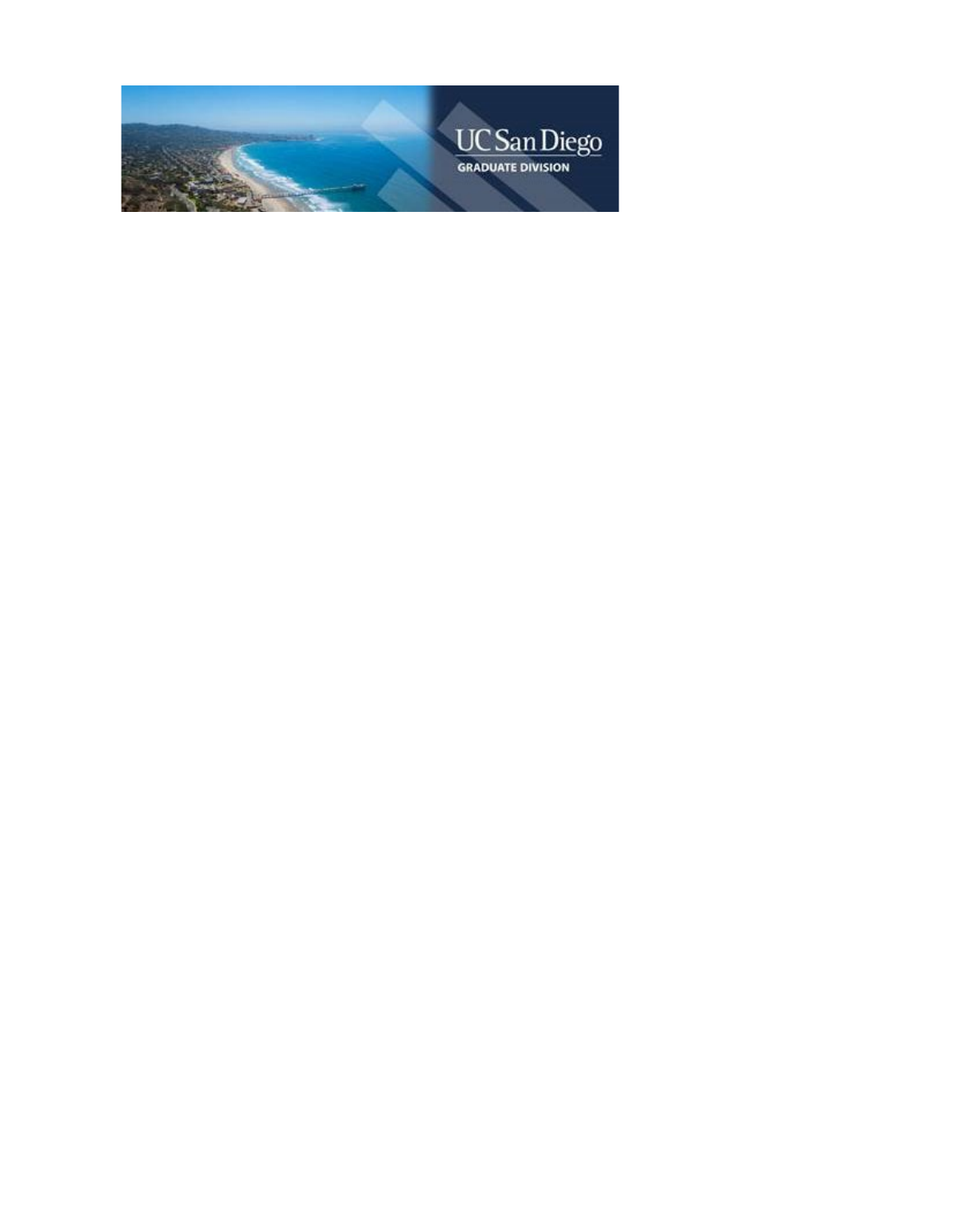UC San Diego

GRADUATE DIVISION